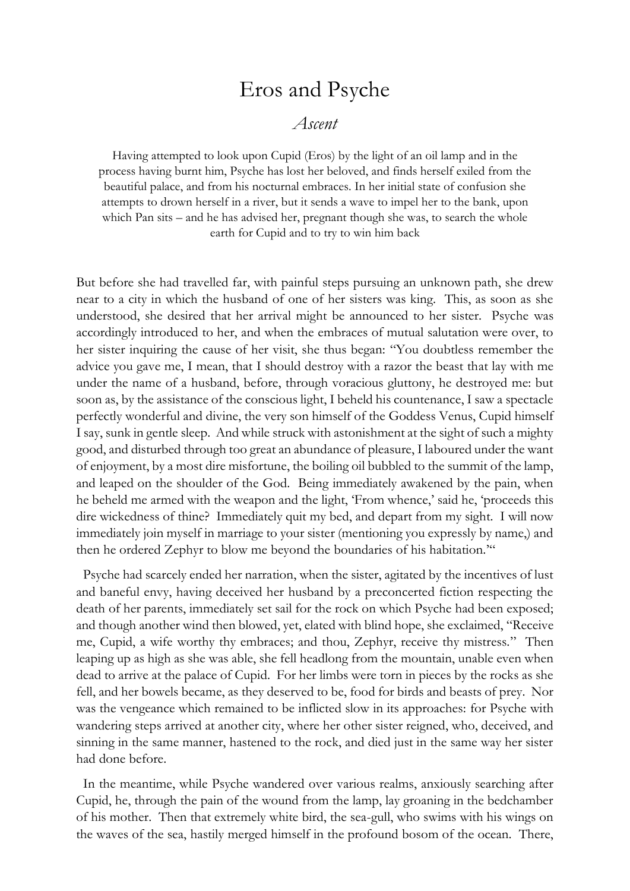# Eros and Psyche

## *Ascent*

Having attempted to look upon Cupid (Eros) by the light of an oil lamp and in the process having burnt him, Psyche has lost her beloved, and finds herself exiled from the beautiful palace, and from his nocturnal embraces. In her initial state of confusion she attempts to drown herself in a river, but it sends a wave to impel her to the bank, upon which Pan sits – and he has advised her, pregnant though she was, to search the whole earth for Cupid and to try to win him back

But before she had travelled far, with painful steps pursuing an unknown path, she drew near to a city in which the husband of one of her sisters was king. This, as soon as she understood, she desired that her arrival might be announced to her sister. Psyche was accordingly introduced to her, and when the embraces of mutual salutation were over, to her sister inquiring the cause of her visit, she thus began: "You doubtless remember the advice you gave me, I mean, that I should destroy with a razor the beast that lay with me under the name of a husband, before, through voracious gluttony, he destroyed me: but soon as, by the assistance of the conscious light, I beheld his countenance, I saw a spectacle perfectly wonderful and divine, the very son himself of the Goddess Venus, Cupid himself I say, sunk in gentle sleep. And while struck with astonishment at the sight of such a mighty good, and disturbed through too great an abundance of pleasure, I laboured under the want of enjoyment, by a most dire misfortune, the boiling oil bubbled to the summit of the lamp, and leaped on the shoulder of the God. Being immediately awakened by the pain, when he beheld me armed with the weapon and the light, 'From whence,' said he, 'proceeds this dire wickedness of thine? Immediately quit my bed, and depart from my sight. I will now immediately join myself in marriage to your sister (mentioning you expressly by name,) and then he ordered Zephyr to blow me beyond the boundaries of his habitation.'"

Psyche had scarcely ended her narration, when the sister, agitated by the incentives of lust and baneful envy, having deceived her husband by a preconcerted fiction respecting the death of her parents, immediately set sail for the rock on which Psyche had been exposed; and though another wind then blowed, yet, elated with blind hope, she exclaimed, "Receive me, Cupid, a wife worthy thy embraces; and thou, Zephyr, receive thy mistress." Then leaping up as high as she was able, she fell headlong from the mountain, unable even when dead to arrive at the palace of Cupid. For her limbs were torn in pieces by the rocks as she fell, and her bowels became, as they deserved to be, food for birds and beasts of prey. Nor was the vengeance which remained to be inflicted slow in its approaches: for Psyche with wandering steps arrived at another city, where her other sister reigned, who, deceived, and sinning in the same manner, hastened to the rock, and died just in the same way her sister had done before.

In the meantime, while Psyche wandered over various realms, anxiously searching after Cupid, he, through the pain of the wound from the lamp, lay groaning in the bedchamber of his mother. Then that extremely white bird, the sea-gull, who swims with his wings on the waves of the sea, hastily merged himself in the profound bosom of the ocean. There,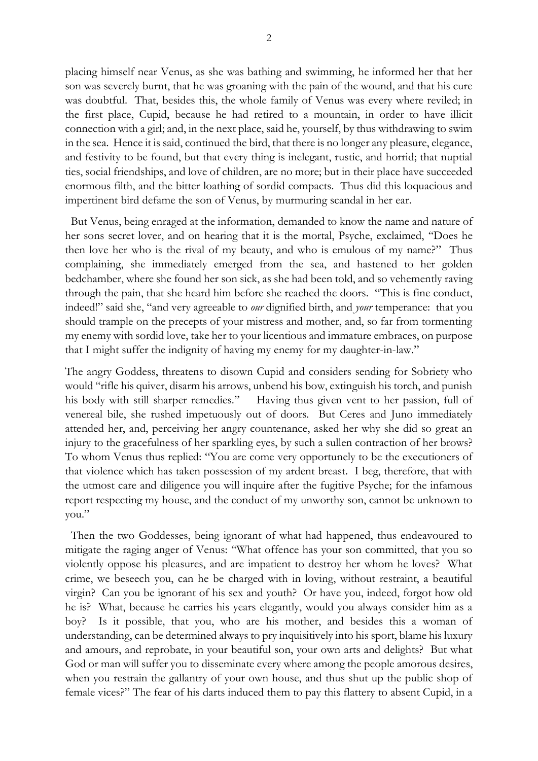placing himself near Venus, as she was bathing and swimming, he informed her that her son was severely burnt, that he was groaning with the pain of the wound, and that his cure was doubtful. That, besides this, the whole family of Venus was every where reviled; in the first place, Cupid, because he had retired to a mountain, in order to have illicit connection with a girl; and, in the next place, said he, yourself, by thus withdrawing to swim in the sea. Hence it is said, continued the bird, that there is no longer any pleasure, elegance, and festivity to be found, but that every thing is inelegant, rustic, and horrid; that nuptial ties, social friendships, and love of children, are no more; but in their place have succeeded enormous filth, and the bitter loathing of sordid compacts. Thus did this loquacious and impertinent bird defame the son of Venus, by murmuring scandal in her ear.

But Venus, being enraged at the information, demanded to know the name and nature of her sons secret lover, and on hearing that it is the mortal, Psyche, exclaimed, "Does he then love her who is the rival of my beauty, and who is emulous of my name?" Thus complaining, she immediately emerged from the sea, and hastened to her golden bedchamber, where she found her son sick, as she had been told, and so vehemently raving through the pain, that she heard him before she reached the doors. "This is fine conduct, indeed!" said she, "and very agreeable to *our* dignified birth, and *your* temperance: that you should trample on the precepts of your mistress and mother, and, so far from tormenting my enemy with sordid love, take her to your licentious and immature embraces, on purpose that I might suffer the indignity of having my enemy for my daughter-in-law."

The angry Goddess, threatens to disown Cupid and considers sending for Sobriety who would "rifle his quiver, disarm his arrows, unbend his bow, extinguish his torch, and punish his body with still sharper remedies." Having thus given vent to her passion, full of venereal bile, she rushed impetuously out of doors. But Ceres and Juno immediately attended her, and, perceiving her angry countenance, asked her why she did so great an injury to the gracefulness of her sparkling eyes, by such a sullen contraction of her brows? To whom Venus thus replied: "You are come very opportunely to be the executioners of that violence which has taken possession of my ardent breast. I beg, therefore, that with the utmost care and diligence you will inquire after the fugitive Psyche; for the infamous report respecting my house, and the conduct of my unworthy son, cannot be unknown to you."

Then the two Goddesses, being ignorant of what had happened, thus endeavoured to mitigate the raging anger of Venus: "What offence has your son committed, that you so violently oppose his pleasures, and are impatient to destroy her whom he loves? What crime, we beseech you, can he be charged with in loving, without restraint, a beautiful virgin? Can you be ignorant of his sex and youth? Or have you, indeed, forgot how old he is? What, because he carries his years elegantly, would you always consider him as a boy? Is it possible, that you, who are his mother, and besides this a woman of understanding, can be determined always to pry inquisitively into his sport, blame his luxury and amours, and reprobate, in your beautiful son, your own arts and delights? But what God or man will suffer you to disseminate every where among the people amorous desires, when you restrain the gallantry of your own house, and thus shut up the public shop of female vices?" The fear of his darts induced them to pay this flattery to absent Cupid, in a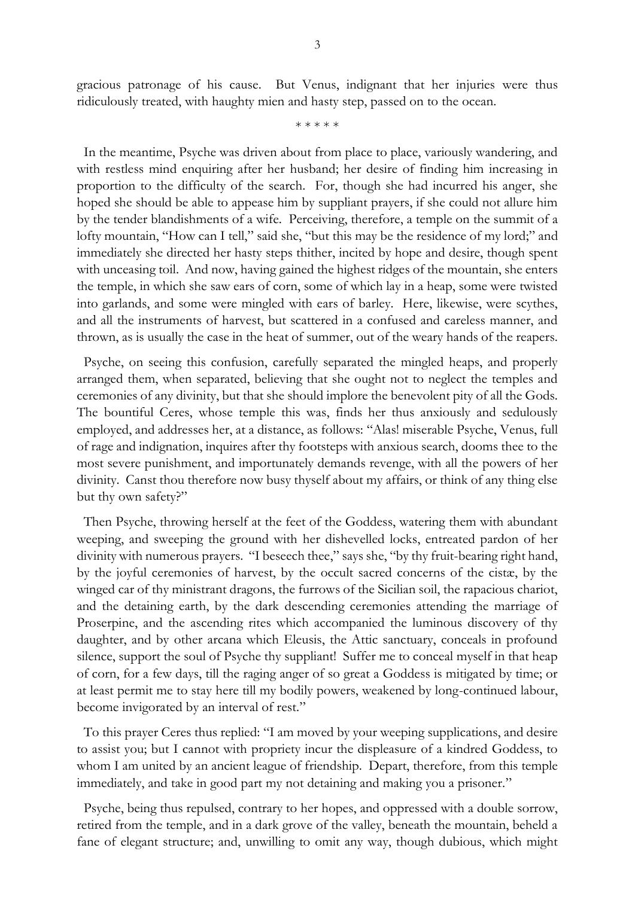gracious patronage of his cause. But Venus, indignant that her injuries were thus ridiculously treated, with haughty mien and hasty step, passed on to the ocean.

\* \* \* \* \*

In the meantime, Psyche was driven about from place to place, variously wandering, and with restless mind enquiring after her husband; her desire of finding him increasing in proportion to the difficulty of the search. For, though she had incurred his anger, she hoped she should be able to appease him by suppliant prayers, if she could not allure him by the tender blandishments of a wife. Perceiving, therefore, a temple on the summit of a lofty mountain, "How can I tell," said she, "but this may be the residence of my lord;" and immediately she directed her hasty steps thither, incited by hope and desire, though spent with unceasing toil. And now, having gained the highest ridges of the mountain, she enters the temple, in which she saw ears of corn, some of which lay in a heap, some were twisted into garlands, and some were mingled with ears of barley. Here, likewise, were scythes, and all the instruments of harvest, but scattered in a confused and careless manner, and thrown, as is usually the case in the heat of summer, out of the weary hands of the reapers.

Psyche, on seeing this confusion, carefully separated the mingled heaps, and properly arranged them, when separated, believing that she ought not to neglect the temples and ceremonies of any divinity, but that she should implore the benevolent pity of all the Gods. The bountiful Ceres, whose temple this was, finds her thus anxiously and sedulously employed, and addresses her, at a distance, as follows: "Alas! miserable Psyche, Venus, full of rage and indignation, inquires after thy footsteps with anxious search, dooms thee to the most severe punishment, and importunately demands revenge, with all the powers of her divinity. Canst thou therefore now busy thyself about my affairs, or think of any thing else but thy own safety?"

Then Psyche, throwing herself at the feet of the Goddess, watering them with abundant weeping, and sweeping the ground with her dishevelled locks, entreated pardon of her divinity with numerous prayers. "I beseech thee," says she, "by thy fruit-bearing right hand, by the joyful ceremonies of harvest, by the occult sacred concerns of the cistæ, by the winged car of thy ministrant dragons, the furrows of the Sicilian soil, the rapacious chariot, and the detaining earth, by the dark descending ceremonies attending the marriage of Proserpine, and the ascending rites which accompanied the luminous discovery of thy daughter, and by other arcana which Eleusis, the Attic sanctuary, conceals in profound silence, support the soul of Psyche thy suppliant! Suffer me to conceal myself in that heap of corn, for a few days, till the raging anger of so great a Goddess is mitigated by time; or at least permit me to stay here till my bodily powers, weakened by long-continued labour, become invigorated by an interval of rest."

To this prayer Ceres thus replied: "I am moved by your weeping supplications, and desire to assist you; but I cannot with propriety incur the displeasure of a kindred Goddess, to whom I am united by an ancient league of friendship. Depart, therefore, from this temple immediately, and take in good part my not detaining and making you a prisoner."

Psyche, being thus repulsed, contrary to her hopes, and oppressed with a double sorrow, retired from the temple, and in a dark grove of the valley, beneath the mountain, beheld a fane of elegant structure; and, unwilling to omit any way, though dubious, which might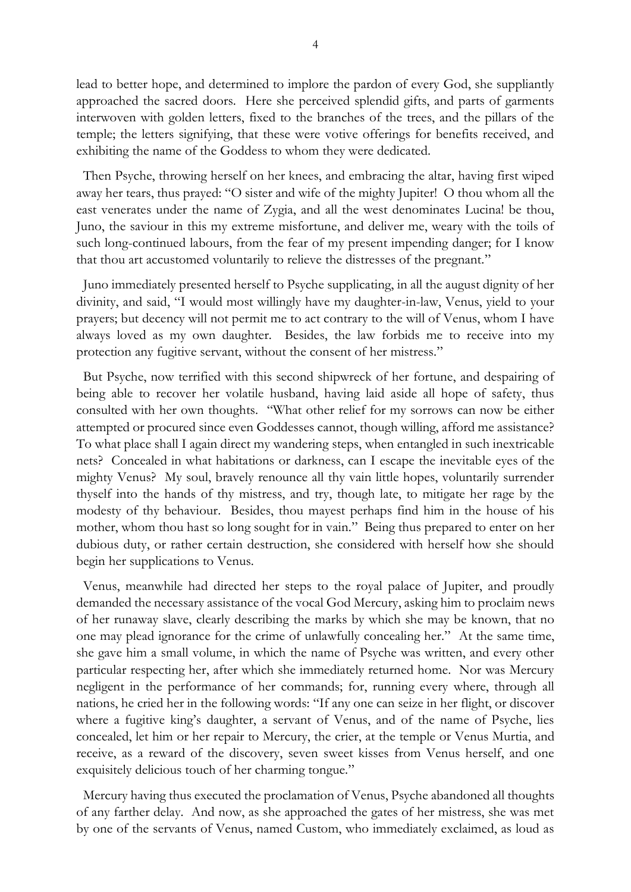lead to better hope, and determined to implore the pardon of every God, she suppliantly approached the sacred doors. Here she perceived splendid gifts, and parts of garments interwoven with golden letters, fixed to the branches of the trees, and the pillars of the temple; the letters signifying, that these were votive offerings for benefits received, and exhibiting the name of the Goddess to whom they were dedicated.

Then Psyche, throwing herself on her knees, and embracing the altar, having first wiped away her tears, thus prayed: "O sister and wife of the mighty Jupiter! O thou whom all the east venerates under the name of Zygia, and all the west denominates Lucina! be thou, Juno, the saviour in this my extreme misfortune, and deliver me, weary with the toils of such long-continued labours, from the fear of my present impending danger; for I know that thou art accustomed voluntarily to relieve the distresses of the pregnant."

Juno immediately presented herself to Psyche supplicating, in all the august dignity of her divinity, and said, "I would most willingly have my daughter-in-law, Venus, yield to your prayers; but decency will not permit me to act contrary to the will of Venus, whom I have always loved as my own daughter. Besides, the law forbids me to receive into my protection any fugitive servant, without the consent of her mistress."

But Psyche, now terrified with this second shipwreck of her fortune, and despairing of being able to recover her volatile husband, having laid aside all hope of safety, thus consulted with her own thoughts. "What other relief for my sorrows can now be either attempted or procured since even Goddesses cannot, though willing, afford me assistance? To what place shall I again direct my wandering steps, when entangled in such inextricable nets? Concealed in what habitations or darkness, can I escape the inevitable eyes of the mighty Venus? My soul, bravely renounce all thy vain little hopes, voluntarily surrender thyself into the hands of thy mistress, and try, though late, to mitigate her rage by the modesty of thy behaviour. Besides, thou mayest perhaps find him in the house of his mother, whom thou hast so long sought for in vain." Being thus prepared to enter on her dubious duty, or rather certain destruction, she considered with herself how she should begin her supplications to Venus.

Venus, meanwhile had directed her steps to the royal palace of Jupiter, and proudly demanded the necessary assistance of the vocal God Mercury, asking him to proclaim news of her runaway slave, clearly describing the marks by which she may be known, that no one may plead ignorance for the crime of unlawfully concealing her." At the same time, she gave him a small volume, in which the name of Psyche was written, and every other particular respecting her, after which she immediately returned home. Nor was Mercury negligent in the performance of her commands; for, running every where, through all nations, he cried her in the following words: "If any one can seize in her flight, or discover where a fugitive king's daughter, a servant of Venus, and of the name of Psyche, lies concealed, let him or her repair to Mercury, the crier, at the temple or Venus Murtia, and receive, as a reward of the discovery, seven sweet kisses from Venus herself, and one exquisitely delicious touch of her charming tongue."

Mercury having thus executed the proclamation of Venus, Psyche abandoned all thoughts of any farther delay. And now, as she approached the gates of her mistress, she was met by one of the servants of Venus, named Custom, who immediately exclaimed, as loud as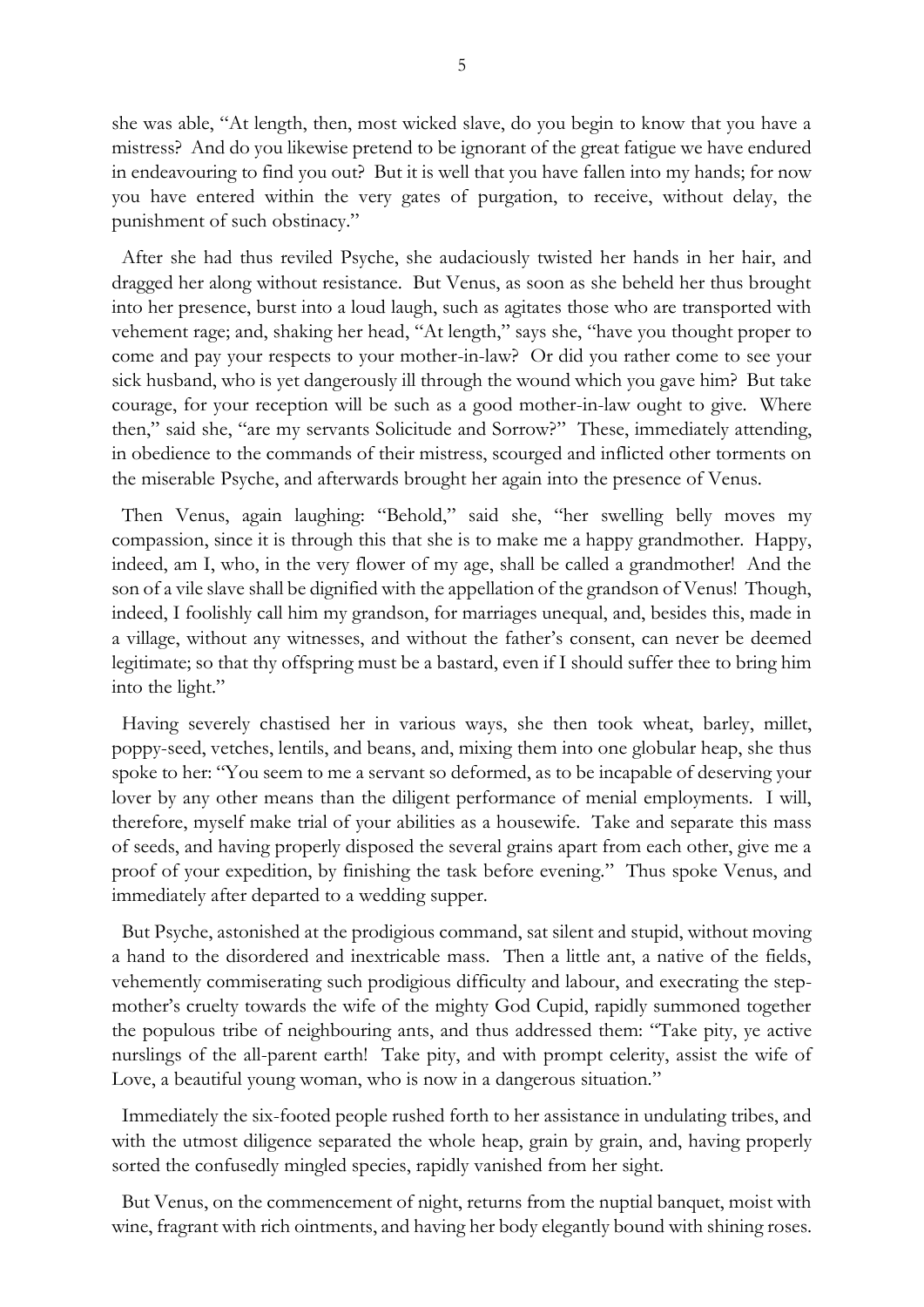she was able, "At length, then, most wicked slave, do you begin to know that you have a mistress? And do you likewise pretend to be ignorant of the great fatigue we have endured in endeavouring to find you out? But it is well that you have fallen into my hands; for now you have entered within the very gates of purgation, to receive, without delay, the punishment of such obstinacy."

After she had thus reviled Psyche, she audaciously twisted her hands in her hair, and dragged her along without resistance. But Venus, as soon as she beheld her thus brought into her presence, burst into a loud laugh, such as agitates those who are transported with vehement rage; and, shaking her head, "At length," says she, "have you thought proper to come and pay your respects to your mother-in-law? Or did you rather come to see your sick husband, who is yet dangerously ill through the wound which you gave him? But take courage, for your reception will be such as a good mother-in-law ought to give. Where then," said she, "are my servants Solicitude and Sorrow?" These, immediately attending, in obedience to the commands of their mistress, scourged and inflicted other torments on the miserable Psyche, and afterwards brought her again into the presence of Venus.

Then Venus, again laughing: "Behold," said she, "her swelling belly moves my compassion, since it is through this that she is to make me a happy grandmother. Happy, indeed, am I, who, in the very flower of my age, shall be called a grandmother! And the son of a vile slave shall be dignified with the appellation of the grandson of Venus! Though, indeed, I foolishly call him my grandson, for marriages unequal, and, besides this, made in a village, without any witnesses, and without the father's consent, can never be deemed legitimate; so that thy offspring must be a bastard, even if I should suffer thee to bring him into the light."

Having severely chastised her in various ways, she then took wheat, barley, millet, poppy-seed, vetches, lentils, and beans, and, mixing them into one globular heap, she thus spoke to her: "You seem to me a servant so deformed, as to be incapable of deserving your lover by any other means than the diligent performance of menial employments. I will, therefore, myself make trial of your abilities as a housewife. Take and separate this mass of seeds, and having properly disposed the several grains apart from each other, give me a proof of your expedition, by finishing the task before evening." Thus spoke Venus, and immediately after departed to a wedding supper.

But Psyche, astonished at the prodigious command, sat silent and stupid, without moving a hand to the disordered and inextricable mass. Then a little ant, a native of the fields, vehemently commiserating such prodigious difficulty and labour, and execrating the step-mother's cruelty towards the wife of the mighty God Cupid, rapidly summoned together the populous tribe of neighbouring ants, and thus addressed them: "Take pity, ye active nurslings of the all-parent earth! Take pity, and with prompt celerity, assist the wife of Love, a beautiful young woman, who is now in a dangerous situation."

Immediately the six-footed people rushed forth to her assistance in undulating tribes, and with the utmost diligence separated the whole heap, grain by grain, and, having properly sorted the confusedly mingled species, rapidly vanished from her sight.

But Venus, on the commencement of night, returns from the nuptial banquet, moist with wine, fragrant with rich ointments, and having her body elegantly bound with shining roses.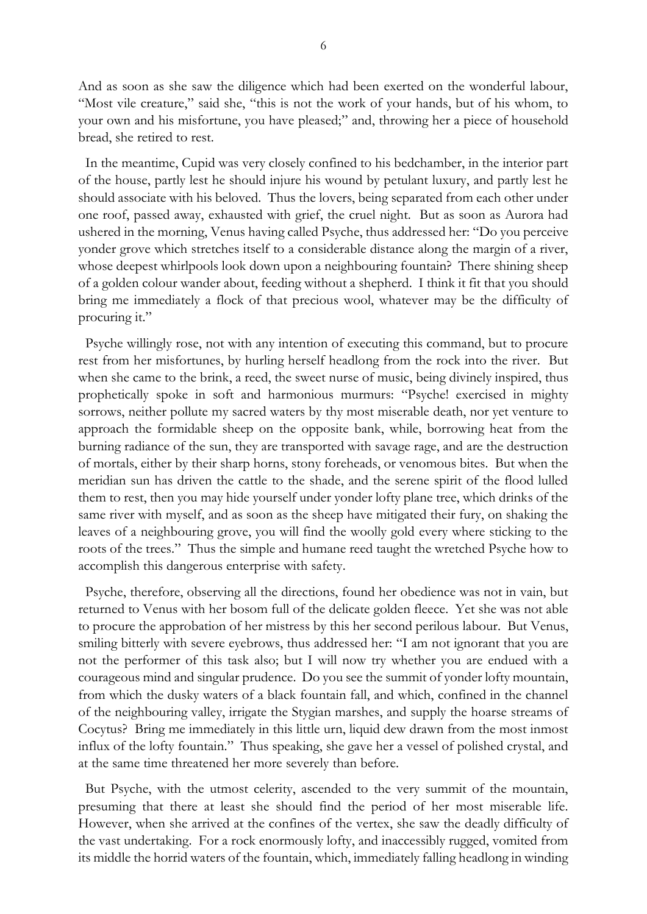And as soon as she saw the diligence which had been exerted on the wonderful labour, "Most vile creature," said she, "this is not the work of your hands, but of his whom, to your own and his misfortune, you have pleased;" and, throwing her a piece of household bread, she retired to rest.

In the meantime, Cupid was very closely confined to his bedchamber, in the interior part of the house, partly lest he should injure his wound by petulant luxury, and partly lest he should associate with his beloved. Thus the lovers, being separated from each other under one roof, passed away, exhausted with grief, the cruel night. But as soon as Aurora had ushered in the morning, Venus having called Psyche, thus addressed her: "Do you perceive yonder grove which stretches itself to a considerable distance along the margin of a river, whose deepest whirlpools look down upon a neighbouring fountain? There shining sheep of a golden colour wander about, feeding without a shepherd. I think it fit that you should bring me immediately a flock of that precious wool, whatever may be the difficulty of procuring it."

Psyche willingly rose, not with any intention of executing this command, but to procure rest from her misfortunes, by hurling herself headlong from the rock into the river. But when she came to the brink, a reed, the sweet nurse of music, being divinely inspired, thus prophetically spoke in soft and harmonious murmurs: "Psyche! exercised in mighty sorrows, neither pollute my sacred waters by thy most miserable death, nor yet venture to approach the formidable sheep on the opposite bank, while, borrowing heat from the burning radiance of the sun, they are transported with savage rage, and are the destruction of mortals, either by their sharp horns, stony foreheads, or venomous bites. But when the meridian sun has driven the cattle to the shade, and the serene spirit of the flood lulled them to rest, then you may hide yourself under yonder lofty plane tree, which drinks of the same river with myself, and as soon as the sheep have mitigated their fury, on shaking the leaves of a neighbouring grove, you will find the woolly gold every where sticking to the roots of the trees." Thus the simple and humane reed taught the wretched Psyche how to accomplish this dangerous enterprise with safety.

Psyche, therefore, observing all the directions, found her obedience was not in vain, but returned to Venus with her bosom full of the delicate golden fleece. Yet she was not able to procure the approbation of her mistress by this her second perilous labour. But Venus, smiling bitterly with severe eyebrows, thus addressed her: "I am not ignorant that you are not the performer of this task also; but I will now try whether you are endued with a courageous mind and singular prudence. Do you see the summit of yonder lofty mountain, from which the dusky waters of a black fountain fall, and which, confined in the channel of the neighbouring valley, irrigate the Stygian marshes, and supply the hoarse streams of Cocytus? Bring me immediately in this little urn, liquid dew drawn from the most inmost influx of the lofty fountain." Thus speaking, she gave her a vessel of polished crystal, and at the same time threatened her more severely than before.

But Psyche, with the utmost celerity, ascended to the very summit of the mountain, presuming that there at least she should find the period of her most miserable life. However, when she arrived at the confines of the vertex, she saw the deadly difficulty of the vast undertaking. For a rock enormously lofty, and inaccessibly rugged, vomited from its middle the horrid waters of the fountain, which, immediately falling headlong in winding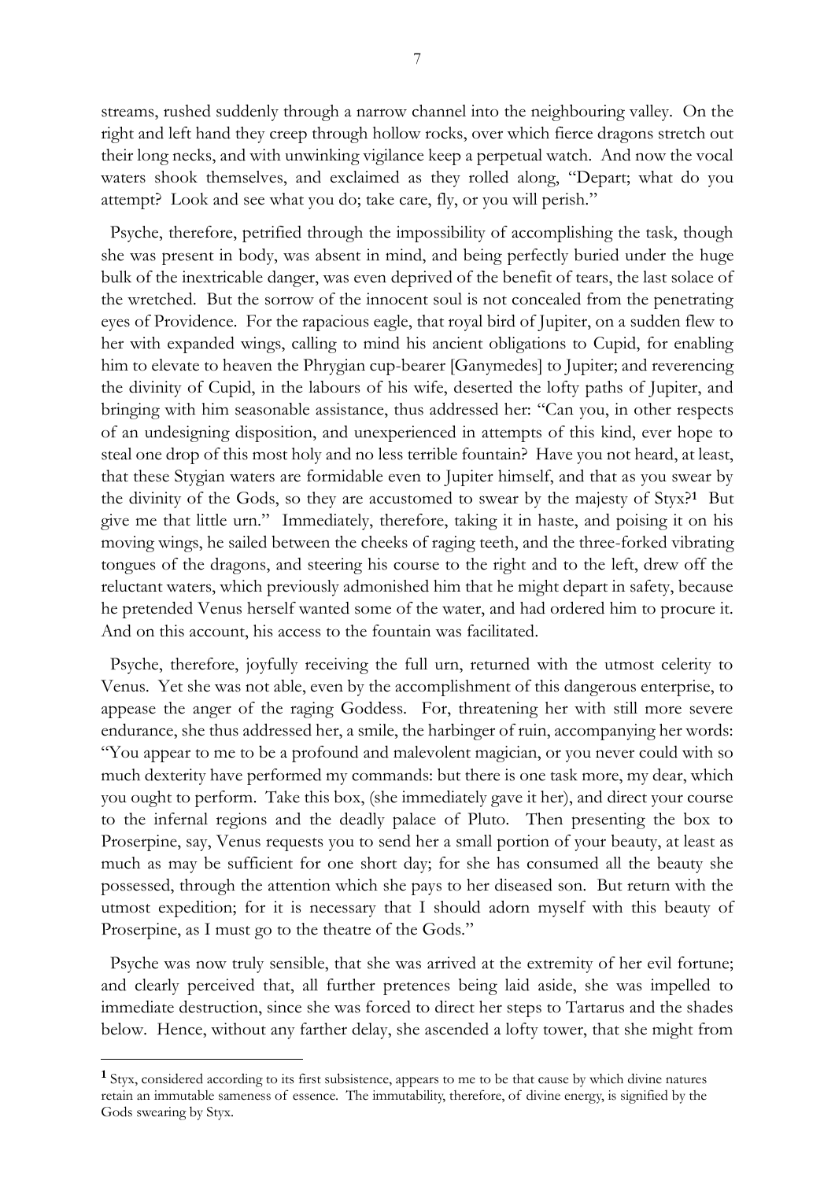streams, rushed suddenly through a narrow channel into the neighbouring valley. On the right and left hand they creep through hollow rocks, over which fierce dragons stretch out their long necks, and with unwinking vigilance keep a perpetual watch. And now the vocal waters shook themselves, and exclaimed as they rolled along, "Depart; what do you attempt? Look and see what you do; take care, fly, or you will perish."

Psyche, therefore, petrified through the impossibility of accomplishing the task, though she was present in body, was absent in mind, and being perfectly buried under the huge bulk of the inextricable danger, was even deprived of the benefit of tears, the last solace of the wretched. But the sorrow of the innocent soul is not concealed from the penetrating eyes of Providence. For the rapacious eagle, that royal bird of Jupiter, on a sudden flew to her with expanded wings, calling to mind his ancient obligations to Cupid, for enabling him to elevate to heaven the Phrygian cup-bearer [Ganymedes] to Jupiter; and reverencing the divinity of Cupid, in the labours of his wife, deserted the lofty paths of Jupiter, and bringing with him seasonable assistance, thus addressed her: "Can you, in other respects of an undesigning disposition, and unexperienced in attempts of this kind, ever hope to steal one drop of this most holy and no less terrible fountain? Have you not heard, at least, that these Stygian waters are formidable even to Jupiter himself, and that as you swear by the divinity of the Gods, so they are accustomed to swear by the majesty of Styx?[1] But give me that little urn." Immediately, therefore, taking it in haste, and poising it on his moving wings, he sailed between the cheeks of raging teeth, and the three-forked vibrating tongues of the dragons, and steering his course to the right and to the left, drew off the reluctant waters, which previously admonished him that he might depart in safety, because he pretended Venus herself wanted some of the water, and had ordered him to procure it. And on this account, his access to the fountain was facilitated.

Psyche, therefore, joyfully receiving the full urn, returned with the utmost celerity to Venus. Yet she was not able, even by the accomplishment of this dangerous enterprise, to appease the anger of the raging Goddess. For, threatening her with still more severe endurance, she thus addressed her, a smile, the harbinger of ruin, accompanying her words: "You appear to me to be a profound and malevolent magician, or you never could with so much dexterity have performed my commands: but there is one task more, my dear, which you ought to perform. Take this box, (she immediately gave it her), and direct your course to the infernal regions and the deadly palace of Pluto. Then presenting the box to Proserpine, say, Venus requests you to send her a small portion of your beauty, at least as much as may be sufficient for one short day; for she has consumed all the beauty she possessed, through the attention which she pays to her diseased son. But return with the utmost expedition; for it is necessary that I should adorn myself with this beauty of Proserpine, as I must go to the theatre of the Gods."

Psyche was now truly sensible, that she was arrived at the extremity of her evil fortune; and clearly perceived that, all further pretences being laid aside, she was impelled to immediate destruction, since she was forced to direct her steps to Tartarus and the shades below. Hence, without any farther delay, she ascended a lofty tower, that she might from

---

[1] Styx, considered according to its first subsistence, appears to me to be that cause by which divine natures retain an immutable sameness of essence. The immutability, therefore, of divine energy, is signified by the Gods swearing by Styx.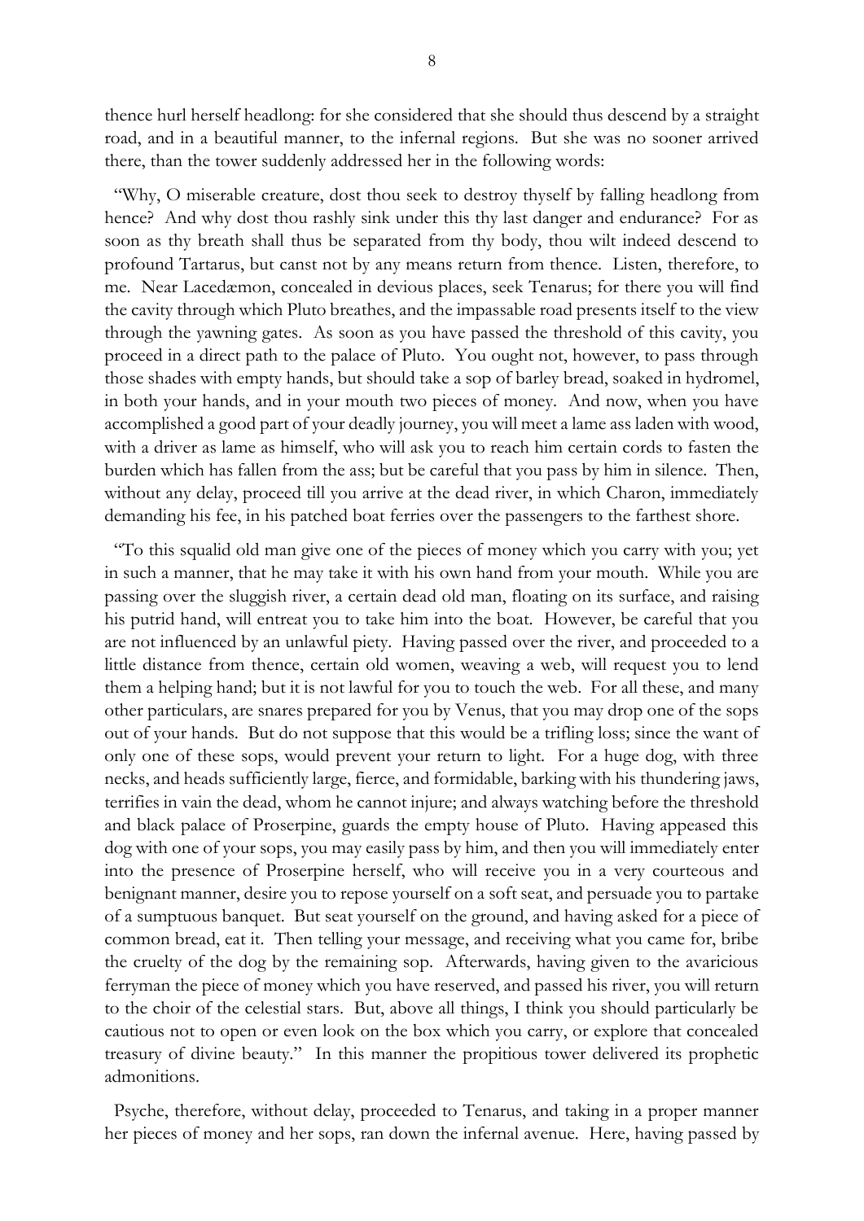thence hurl herself headlong: for she considered that she should thus descend by a straight road, and in a beautiful manner, to the infernal regions. But she was no sooner arrived there, than the tower suddenly addressed her in the following words:

"Why, O miserable creature, dost thou seek to destroy thyself by falling headlong from hence? And why dost thou rashly sink under this thy last danger and endurance? For as soon as thy breath shall thus be separated from thy body, thou wilt indeed descend to profound Tartarus, but canst not by any means return from thence. Listen, therefore, to me. Near Lacedæmon, concealed in devious places, seek Tenarus; for there you will find the cavity through which Pluto breathes, and the impassable road presents itself to the view through the yawning gates. As soon as you have passed the threshold of this cavity, you proceed in a direct path to the palace of Pluto. You ought not, however, to pass through those shades with empty hands, but should take a sop of barley bread, soaked in hydromel, in both your hands, and in your mouth two pieces of money. And now, when you have accomplished a good part of your deadly journey, you will meet a lame ass laden with wood, with a driver as lame as himself, who will ask you to reach him certain cords to fasten the burden which has fallen from the ass; but be careful that you pass by him in silence. Then, without any delay, proceed till you arrive at the dead river, in which Charon, immediately demanding his fee, in his patched boat ferries over the passengers to the farthest shore.

"To this squalid old man give one of the pieces of money which you carry with you; yet in such a manner, that he may take it with his own hand from your mouth. While you are passing over the sluggish river, a certain dead old man, floating on its surface, and raising his putrid hand, will entreat you to take him into the boat. However, be careful that you are not influenced by an unlawful piety. Having passed over the river, and proceeded to a little distance from thence, certain old women, weaving a web, will request you to lend them a helping hand; but it is not lawful for you to touch the web. For all these, and many other particulars, are snares prepared for you by Venus, that you may drop one of the sops out of your hands. But do not suppose that this would be a trifling loss; since the want of only one of these sops, would prevent your return to light. For a huge dog, with three necks, and heads sufficiently large, fierce, and formidable, barking with his thundering jaws, terrifies in vain the dead, whom he cannot injure; and always watching before the threshold and black palace of Proserpine, guards the empty house of Pluto. Having appeased this dog with one of your sops, you may easily pass by him, and then you will immediately enter into the presence of Proserpine herself, who will receive you in a very courteous and benignant manner, desire you to repose yourself on a soft seat, and persuade you to partake of a sumptuous banquet. But seat yourself on the ground, and having asked for a piece of common bread, eat it. Then telling your message, and receiving what you came for, bribe the cruelty of the dog by the remaining sop. Afterwards, having given to the avaricious ferryman the piece of money which you have reserved, and passed his river, you will return to the choir of the celestial stars. But, above all things, I think you should particularly be cautious not to open or even look on the box which you carry, or explore that concealed treasury of divine beauty." In this manner the propitious tower delivered its prophetic admonitions.

Psyche, therefore, without delay, proceeded to Tenarus, and taking in a proper manner her pieces of money and her sops, ran down the infernal avenue. Here, having passed by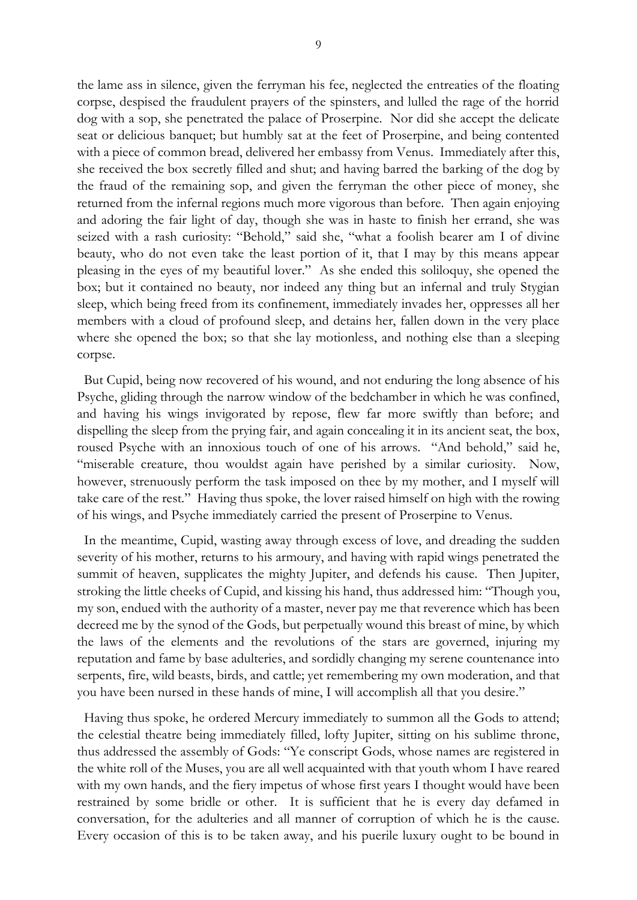the lame ass in silence, given the ferryman his fee, neglected the entreaties of the floating corpse, despised the fraudulent prayers of the spinsters, and lulled the rage of the horrid dog with a sop, she penetrated the palace of Proserpine. Nor did she accept the delicate seat or delicious banquet; but humbly sat at the feet of Proserpine, and being contented with a piece of common bread, delivered her embassy from Venus. Immediately after this, she received the box secretly filled and shut; and having barred the barking of the dog by the fraud of the remaining sop, and given the ferryman the other piece of money, she returned from the infernal regions much more vigorous than before. Then again enjoying and adoring the fair light of day, though she was in haste to finish her errand, she was seized with a rash curiosity: "Behold," said she, "what a foolish bearer am I of divine beauty, who do not even take the least portion of it, that I may by this means appear pleasing in the eyes of my beautiful lover." As she ended this soliloquy, she opened the box; but it contained no beauty, nor indeed any thing but an infernal and truly Stygian sleep, which being freed from its confinement, immediately invades her, oppresses all her members with a cloud of profound sleep, and detains her, fallen down in the very place where she opened the box; so that she lay motionless, and nothing else than a sleeping corpse.

But Cupid, being now recovered of his wound, and not enduring the long absence of his Psyche, gliding through the narrow window of the bedchamber in which he was confined, and having his wings invigorated by repose, flew far more swiftly than before; and dispelling the sleep from the prying fair, and again concealing it in its ancient seat, the box, roused Psyche with an innoxious touch of one of his arrows. "And behold," said he, "miserable creature, thou wouldst again have perished by a similar curiosity. Now, however, strenuously perform the task imposed on thee by my mother, and I myself will take care of the rest." Having thus spoke, the lover raised himself on high with the rowing of his wings, and Psyche immediately carried the present of Proserpine to Venus.

In the meantime, Cupid, wasting away through excess of love, and dreading the sudden severity of his mother, returns to his armoury, and having with rapid wings penetrated the summit of heaven, supplicates the mighty Jupiter, and defends his cause. Then Jupiter, stroking the little cheeks of Cupid, and kissing his hand, thus addressed him: "Though you, my son, endued with the authority of a master, never pay me that reverence which has been decreed me by the synod of the Gods, but perpetually wound this breast of mine, by which the laws of the elements and the revolutions of the stars are governed, injuring my reputation and fame by base adulteries, and sordidly changing my serene countenance into serpents, fire, wild beasts, birds, and cattle; yet remembering my own moderation, and that you have been nursed in these hands of mine, I will accomplish all that you desire."

Having thus spoke, he ordered Mercury immediately to summon all the Gods to attend; the celestial theatre being immediately filled, lofty Jupiter, sitting on his sublime throne, thus addressed the assembly of Gods: "Ye conscript Gods, whose names are registered in the white roll of the Muses, you are all well acquainted with that youth whom I have reared with my own hands, and the fiery impetus of whose first years I thought would have been restrained by some bridle or other. It is sufficient that he is every day defamed in conversation, for the adulteries and all manner of corruption of which he is the cause. Every occasion of this is to be taken away, and his puerile luxury ought to be bound in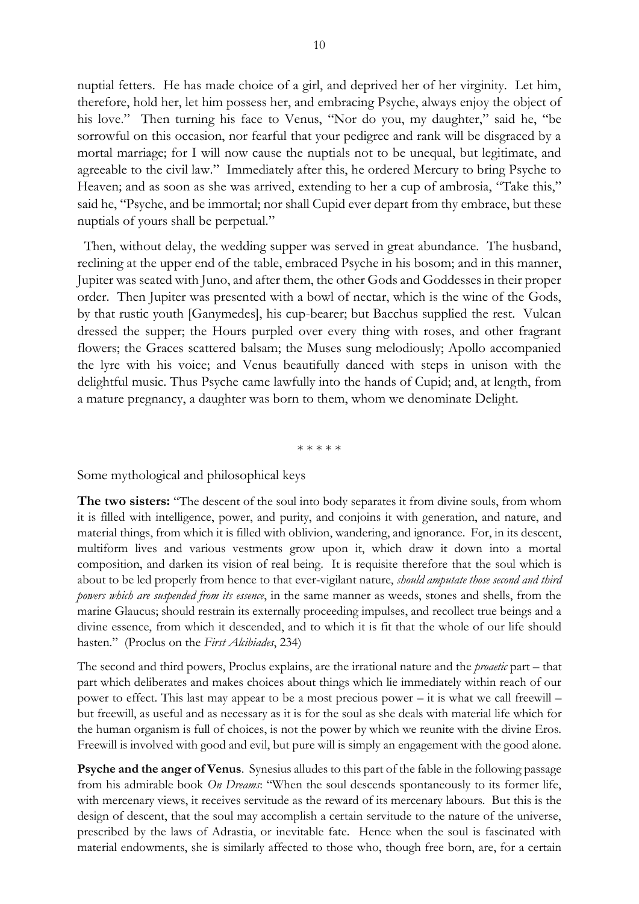nuptial fetters. He has made choice of a girl, and deprived her of her virginity. Let him, therefore, hold her, let him possess her, and embracing Psyche, always enjoy the object of his love." Then turning his face to Venus, "Nor do you, my daughter," said he, "be sorrowful on this occasion, nor fearful that your pedigree and rank will be disgraced by a mortal marriage; for I will now cause the nuptials not to be unequal, but legitimate, and agreeable to the civil law." Immediately after this, he ordered Mercury to bring Psyche to Heaven; and as soon as she was arrived, extending to her a cup of ambrosia, "Take this," said he, "Psyche, and be immortal; nor shall Cupid ever depart from thy embrace, but these nuptials of yours shall be perpetual."

Then, without delay, the wedding supper was served in great abundance. The husband, reclining at the upper end of the table, embraced Psyche in his bosom; and in this manner, Jupiter was seated with Juno, and after them, the other Gods and Goddesses in their proper order. Then Jupiter was presented with a bowl of nectar, which is the wine of the Gods, by that rustic youth [Ganymedes], his cup-bearer; but Bacchus supplied the rest. Vulcan dressed the supper; the Hours purpled over every thing with roses, and other fragrant flowers; the Graces scattered balsam; the Muses sung melodiously; Apollo accompanied the lyre with his voice; and Venus beautifully danced with steps in unison with the delightful music. Thus Psyche came lawfully into the hands of Cupid; and, at length, from a mature pregnancy, a daughter was born to them, whom we denominate Delight.

\* \* \* \* \*

Some mythological and philosophical keys

**The two sisters:** "The descent of the soul into body separates it from divine souls, from whom it is filled with intelligence, power, and purity, and conjoins it with generation, and nature, and material things, from which it is filled with oblivion, wandering, and ignorance. For, in its descent, multiform lives and various vestments grow upon it, which draw it down into a mortal composition, and darken its vision of real being. It is requisite therefore that the soul which is about to be led properly from hence to that ever-vigilant nature, *should amputate those second and third powers which are suspended from its essence*, in the same manner as weeds, stones and shells, from the marine Glaucus; should restrain its externally proceeding impulses, and recollect true beings and a divine essence, from which it descended, and to which it is fit that the whole of our life should hasten." (Proclus on the *First Alcibiades*, 234)

The second and third powers, Proclus explains, are the irrational nature and the *proaetic* part – that part which deliberates and makes choices about things which lie immediately within reach of our power to effect. This last may appear to be a most precious power – it is what we call freewill – but freewill, as useful and as necessary as it is for the soul as she deals with material life which for the human organism is full of choices, is not the power by which we reunite with the divine Eros. Freewill is involved with good and evil, but pure will is simply an engagement with the good alone.

**Psyche and the anger of Venus**. Synesius alludes to this part of the fable in the following passage from his admirable book *On Dreams*: "When the soul descends spontaneously to its former life, with mercenary views, it receives servitude as the reward of its mercenary labours. But this is the design of descent, that the soul may accomplish a certain servitude to the nature of the universe, prescribed by the laws of Adrastia, or inevitable fate. Hence when the soul is fascinated with material endowments, she is similarly affected to those who, though free born, are, for a certain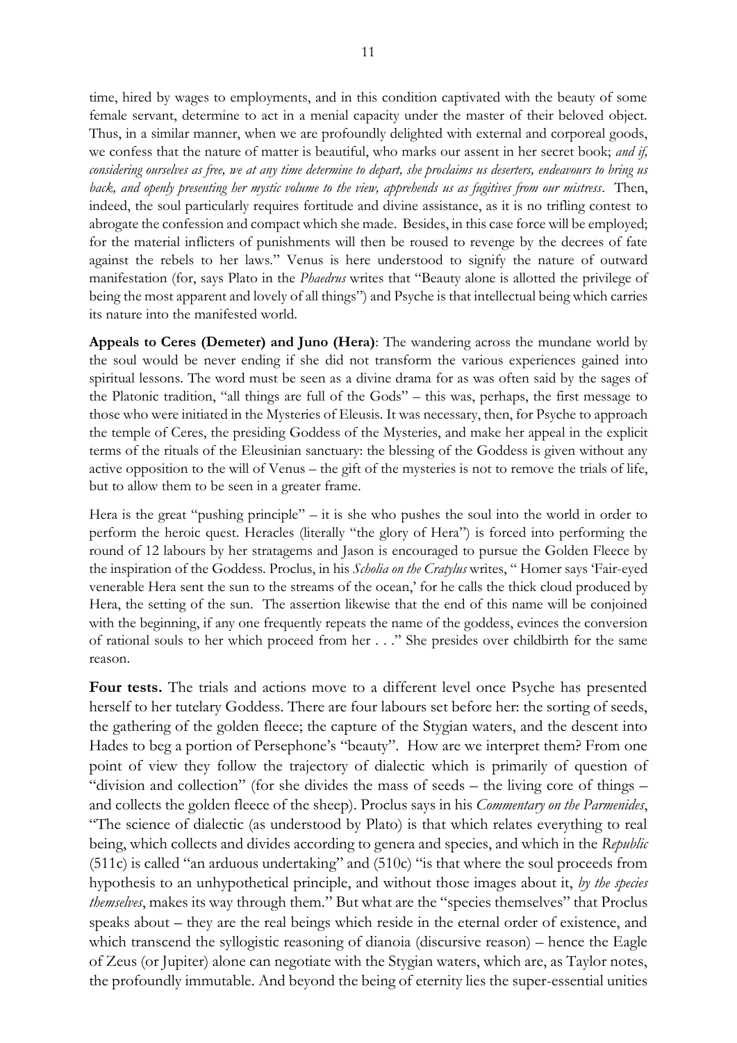time, hired by wages to employments, and in this condition captivated with the beauty of some female servant, determine to act in a menial capacity under the master of their beloved object. Thus, in a similar manner, when we are profoundly delighted with external and corporeal goods, we confess that the nature of matter is beautiful, who marks our assent in her secret book; *and if, considering ourselves as free, we at any time determine to depart, she proclaims us deserters, endeavours to bring us back, and openly presenting her mystic volume to the view, apprehends us as fugitives from our mistress*. Then, indeed, the soul particularly requires fortitude and divine assistance, as it is no trifling contest to abrogate the confession and compact which she made. Besides, in this case force will be employed; for the material inflicters of punishments will then be roused to revenge by the decrees of fate against the rebels to her laws." Venus is here understood to signify the nature of outward manifestation (for, says Plato in the *Phaedrus* writes that "Beauty alone is allotted the privilege of being the most apparent and lovely of all things") and Psyche is that intellectual being which carries its nature into the manifested world.

**Appeals to Ceres (Demeter) and Juno (Hera)**: The wandering across the mundane world by the soul would be never ending if she did not transform the various experiences gained into spiritual lessons. The word must be seen as a divine drama for as was often said by the sages of the Platonic tradition, "all things are full of the Gods" – this was, perhaps, the first message to those who were initiated in the Mysteries of Eleusis. It was necessary, then, for Psyche to approach the temple of Ceres, the presiding Goddess of the Mysteries, and make her appeal in the explicit terms of the rituals of the Eleusinian sanctuary: the blessing of the Goddess is given without any active opposition to the will of Venus – the gift of the mysteries is not to remove the trials of life, but to allow them to be seen in a greater frame.

Hera is the great "pushing principle" – it is she who pushes the soul into the world in order to perform the heroic quest. Heracles (literally "the glory of Hera") is forced into performing the round of 12 labours by her stratagems and Jason is encouraged to pursue the Golden Fleece by the inspiration of the Goddess. Proclus, in his *Scholia on the Cratylus* writes, " Homer says 'Fair-eyed venerable Hera sent the sun to the streams of the ocean,' for he calls the thick cloud produced by Hera, the setting of the sun. The assertion likewise that the end of this name will be conjoined with the beginning, if any one frequently repeats the name of the goddess, evinces the conversion of rational souls to her which proceed from her . . ." She presides over childbirth for the same reason.

**Four tests.** The trials and actions move to a different level once Psyche has presented herself to her tutelary Goddess. There are four labours set before her: the sorting of seeds, the gathering of the golden fleece; the capture of the Stygian waters, and the descent into Hades to beg a portion of Persephone's "beauty". How are we interpret them? From one point of view they follow the trajectory of dialectic which is primarily of question of "division and collection" (for she divides the mass of seeds – the living core of things – and collects the golden fleece of the sheep). Proclus says in his *Commentary on the Parmenides*, "The science of dialectic (as understood by Plato) is that which relates everything to real being, which collects and divides according to genera and species, and which in the *Republic* (511c) is called "an arduous undertaking" and (510c) "is that where the soul proceeds from hypothesis to an unhypothetical principle, and without those images about it, *by the species themselves*, makes its way through them." But what are the "species themselves" that Proclus speaks about – they are the real beings which reside in the eternal order of existence, and which transcend the syllogistic reasoning of dianoia (discursive reason) – hence the Eagle of Zeus (or Jupiter) alone can negotiate with the Stygian waters, which are, as Taylor notes, the profoundly immutable. And beyond the being of eternity lies the super-essential unities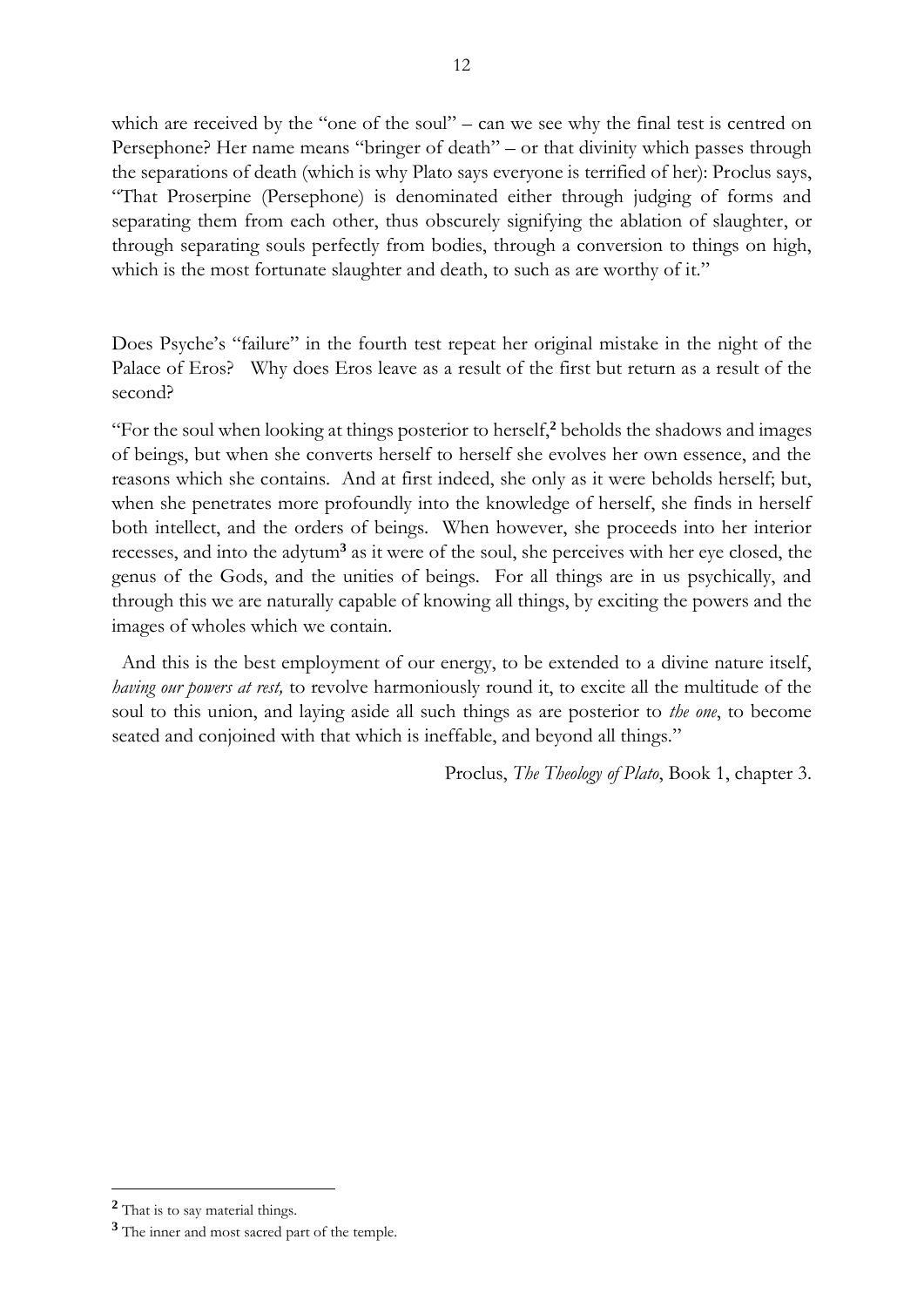which are received by the "one of the soul" – can we see why the final test is centred on Persephone? Her name means "bringer of death" – or that divinity which passes through the separations of death (which is why Plato says everyone is terrified of her): Proclus says, "That Proserpine (Persephone) is denominated either through judging of forms and separating them from each other, thus obscurely signifying the ablation of slaughter, or through separating souls perfectly from bodies, through a conversion to things on high, which is the most fortunate slaughter and death, to such as are worthy of it."

Does Psyche's "failure" in the fourth test repeat her original mistake in the night of the Palace of Eros? Why does Eros leave as a result of the first but return as a result of the second?

"For the soul when looking at things posterior to herself,[2] beholds the shadows and images of beings, but when she converts herself to herself she evolves her own essence, and the reasons which she contains. And at first indeed, she only as it were beholds herself; but, when she penetrates more profoundly into the knowledge of herself, she finds in herself both intellect, and the orders of beings. When however, she proceeds into her interior recesses, and into the adytum[3] as it were of the soul, she perceives with her eye closed, the genus of the Gods, and the unities of beings. For all things are in us psychically, and through this we are naturally capable of knowing all things, by exciting the powers and the images of wholes which we contain.

And this is the best employment of our energy, to be extended to a divine nature itself, *having our powers at rest,* to revolve harmoniously round it, to excite all the multitude of the soul to this union, and laying aside all such things as are posterior to *the one*, to become seated and conjoined with that which is ineffable, and beyond all things."

Proclus, *The Theology of Plato*, Book 1, chapter 3.

---

[2] That is to say material things.

[3] The inner and most sacred part of the temple.